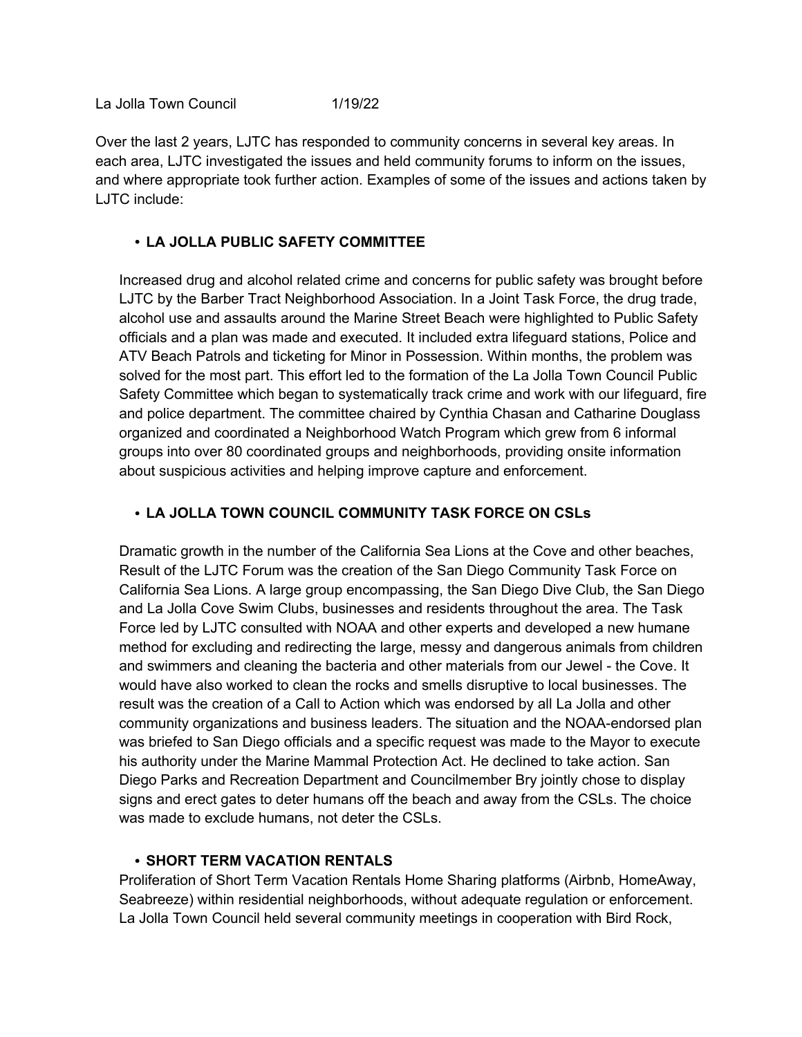La Jolla Town Council 1/19/22

Over the last 2 years, LJTC has responded to community concerns in several key areas. In each area, LJTC investigated the issues and held community forums to inform on the issues, and where appropriate took further action. Examples of some of the issues and actions taken by LJTC include:

- **LA JOLLA PUBLIC SAFETY COMMITTEE**

  Increased drug and alcohol related crime and concerns for public safety was brought before LJTC by the Barber Tract Neighborhood Association. In a Joint Task Force, the drug trade, alcohol use and assaults around the Marine Street Beach were highlighted to Public Safety officials and a plan was made and executed. It included extra lifeguard stations, Police and ATV Beach Patrols and ticketing for Minor in Possession. Within months, the problem was solved for the most part. This effort led to the formation of the La Jolla Town Council Public Safety Committee which began to systematically track crime and work with our lifeguard, fire and police department. The committee chaired by Cynthia Chasan and Catharine Douglass organized and coordinated a Neighborhood Watch Program which grew from 6 informal groups into over 80 coordinated groups and neighborhoods, providing onsite information about suspicious activities and helping improve capture and enforcement.

- **LA JOLLA TOWN COUNCIL COMMUNITY TASK FORCE ON CSLs**

  Dramatic growth in the number of the California Sea Lions at the Cove and other beaches, Result of the LJTC Forum was the creation of the San Diego Community Task Force on California Sea Lions. A large group encompassing, the San Diego Dive Club, the San Diego and La Jolla Cove Swim Clubs, businesses and residents throughout the area. The Task Force led by LJTC consulted with NOAA and other experts and developed a new humane method for excluding and redirecting the large, messy and dangerous animals from children and swimmers and cleaning the bacteria and other materials from our Jewel - the Cove. It would have also worked to clean the rocks and smells disruptive to local businesses. The result was the creation of a Call to Action which was endorsed by all La Jolla and other community organizations and business leaders. The situation and the NOAA-endorsed plan was briefed to San Diego officials and a specific request was made to the Mayor to execute his authority under the Marine Mammal Protection Act. He declined to take action. San Diego Parks and Recreation Department and Councilmember Bry jointly chose to display signs and erect gates to deter humans off the beach and away from the CSLs. The choice was made to exclude humans, not deter the CSLs.

- **SHORT TERM VACATION RENTALS**

  Proliferation of Short Term Vacation Rentals Home Sharing platforms (Airbnb, HomeAway, Seabreeze) within residential neighborhoods, without adequate regulation or enforcement. La Jolla Town Council held several community meetings in cooperation with Bird Rock,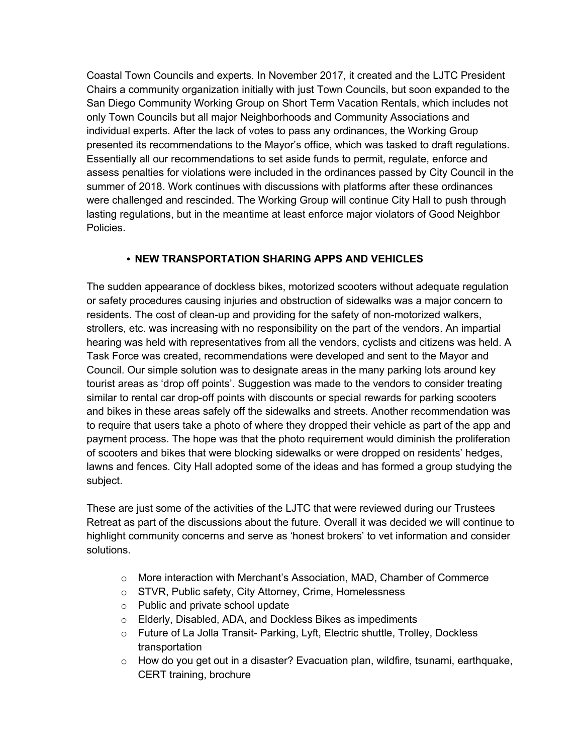Coastal Town Councils and experts. In November 2017, it created and the LJTC President Chairs a community organization initially with just Town Councils, but soon expanded to the San Diego Community Working Group on Short Term Vacation Rentals, which includes not only Town Councils but all major Neighborhoods and Community Associations and individual experts. After the lack of votes to pass any ordinances, the Working Group presented its recommendations to the Mayor's office, which was tasked to draft regulations. Essentially all our recommendations to set aside funds to permit, regulate, enforce and assess penalties for violations were included in the ordinances passed by City Council in the summer of 2018. Work continues with discussions with platforms after these ordinances were challenged and rescinded. The Working Group will continue City Hall to push through lasting regulations, but in the meantime at least enforce major violators of Good Neighbor Policies.

- **NEW TRANSPORTATION SHARING APPS AND VEHICLES**

The sudden appearance of dockless bikes, motorized scooters without adequate regulation or safety procedures causing injuries and obstruction of sidewalks was a major concern to residents. The cost of clean-up and providing for the safety of non-motorized walkers, strollers, etc. was increasing with no responsibility on the part of the vendors. An impartial hearing was held with representatives from all the vendors, cyclists and citizens was held. A Task Force was created, recommendations were developed and sent to the Mayor and Council. Our simple solution was to designate areas in the many parking lots around key tourist areas as 'drop off points'. Suggestion was made to the vendors to consider treating similar to rental car drop-off points with discounts or special rewards for parking scooters and bikes in these areas safely off the sidewalks and streets. Another recommendation was to require that users take a photo of where they dropped their vehicle as part of the app and payment process. The hope was that the photo requirement would diminish the proliferation of scooters and bikes that were blocking sidewalks or were dropped on residents' hedges, lawns and fences. City Hall adopted some of the ideas and has formed a group studying the subject.

These are just some of the activities of the LJTC that were reviewed during our Trustees Retreat as part of the discussions about the future. Overall it was decided we will continue to highlight community concerns and serve as 'honest brokers' to vet information and consider solutions.

- More interaction with Merchant's Association, MAD, Chamber of Commerce
- STVR, Public safety, City Attorney, Crime, Homelessness
- Public and private school update
- Elderly, Disabled, ADA, and Dockless Bikes as impediments
- Future of La Jolla Transit- Parking, Lyft, Electric shuttle, Trolley, Dockless transportation
- How do you get out in a disaster? Evacuation plan, wildfire, tsunami, earthquake, CERT training, brochure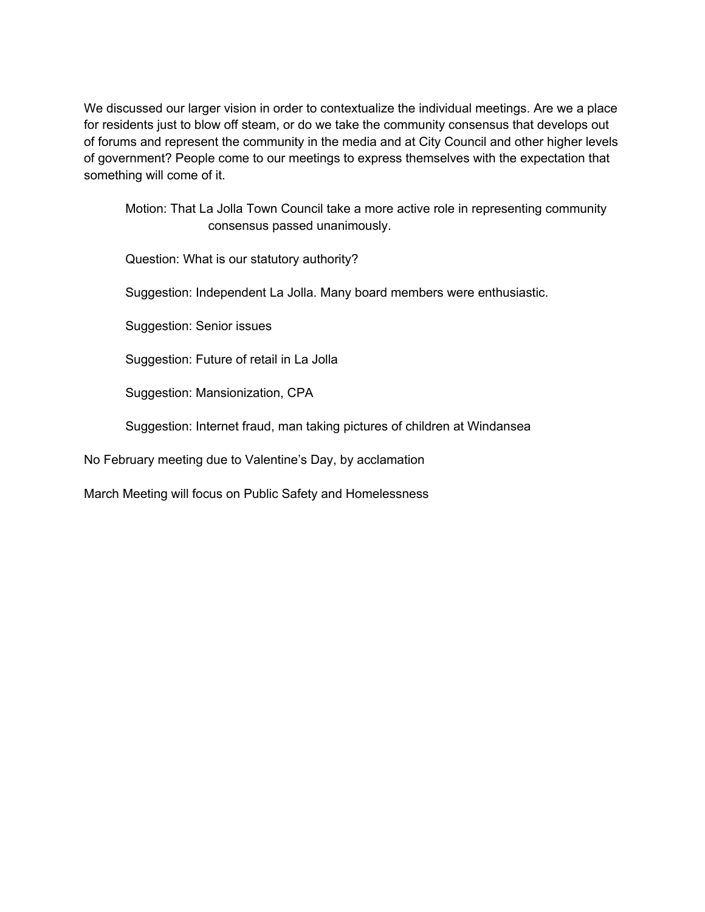We discussed our larger vision in order to contextualize the individual meetings. Are we a place for residents just to blow off steam, or do we take the community consensus that develops out of forums and represent the community in the media and at City Council and other higher levels of government? People come to our meetings to express themselves with the expectation that something will come of it.

> Motion: That La Jolla Town Council take a more active role in representing community consensus passed unanimously.
>
> Question: What is our statutory authority?
>
> Suggestion: Independent La Jolla. Many board members were enthusiastic.
>
> Suggestion: Senior issues
>
> Suggestion: Future of retail in La Jolla
>
> Suggestion: Mansionization, CPA
>
> Suggestion: Internet fraud, man taking pictures of children at Windansea

No February meeting due to Valentine's Day, by acclamation

March Meeting will focus on Public Safety and Homelessness